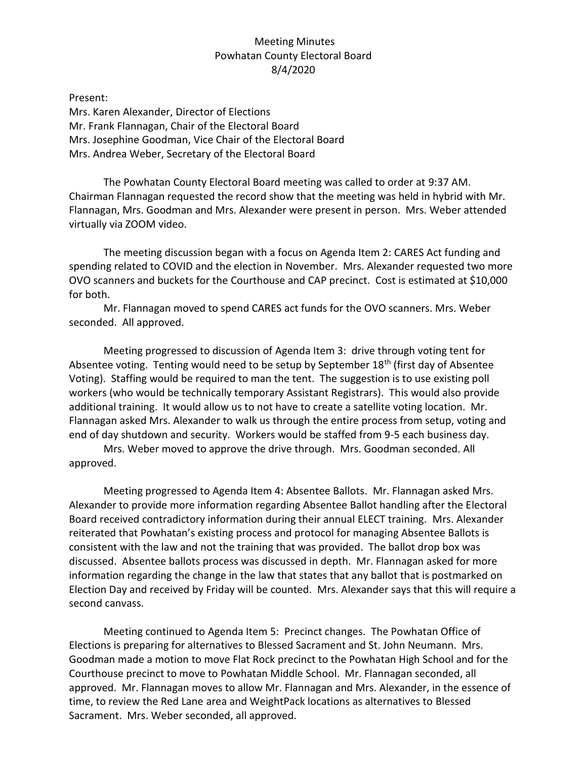# Meeting Minutes
## Powhatan County Electoral Board
## 8/4/2020

Present:
Mrs. Karen Alexander, Director of Elections
Mr. Frank Flannagan, Chair of the Electoral Board
Mrs. Josephine Goodman, Vice Chair of the Electoral Board
Mrs. Andrea Weber, Secretary of the Electoral Board

The Powhatan County Electoral Board meeting was called to order at 9:37 AM. Chairman Flannagan requested the record show that the meeting was held in hybrid with Mr. Flannagan, Mrs. Goodman and Mrs. Alexander were present in person. Mrs. Weber attended virtually via ZOOM video.

The meeting discussion began with a focus on Agenda Item 2: CARES Act funding and spending related to COVID and the election in November. Mrs. Alexander requested two more OVO scanners and buckets for the Courthouse and CAP precinct. Cost is estimated at $10,000 for both.

Mr. Flannagan moved to spend CARES act funds for the OVO scanners. Mrs. Weber seconded. All approved.

Meeting progressed to discussion of Agenda Item 3: drive through voting tent for Absentee voting. Tenting would need to be setup by September 18th (first day of Absentee Voting). Staffing would be required to man the tent. The suggestion is to use existing poll workers (who would be technically temporary Assistant Registrars). This would also provide additional training. It would allow us to not have to create a satellite voting location. Mr. Flannagan asked Mrs. Alexander to walk us through the entire process from setup, voting and end of day shutdown and security. Workers would be staffed from 9-5 each business day.

Mrs. Weber moved to approve the drive through. Mrs. Goodman seconded. All approved.

Meeting progressed to Agenda Item 4: Absentee Ballots. Mr. Flannagan asked Mrs. Alexander to provide more information regarding Absentee Ballot handling after the Electoral Board received contradictory information during their annual ELECT training. Mrs. Alexander reiterated that Powhatan's existing process and protocol for managing Absentee Ballots is consistent with the law and not the training that was provided. The ballot drop box was discussed. Absentee ballots process was discussed in depth. Mr. Flannagan asked for more information regarding the change in the law that states that any ballot that is postmarked on Election Day and received by Friday will be counted. Mrs. Alexander says that this will require a second canvass.

Meeting continued to Agenda Item 5: Precinct changes. The Powhatan Office of Elections is preparing for alternatives to Blessed Sacrament and St. John Neumann. Mrs. Goodman made a motion to move Flat Rock precinct to the Powhatan High School and for the Courthouse precinct to move to Powhatan Middle School. Mr. Flannagan seconded, all approved. Mr. Flannagan moves to allow Mr. Flannagan and Mrs. Alexander, in the essence of time, to review the Red Lane area and WeightPack locations as alternatives to Blessed Sacrament. Mrs. Weber seconded, all approved.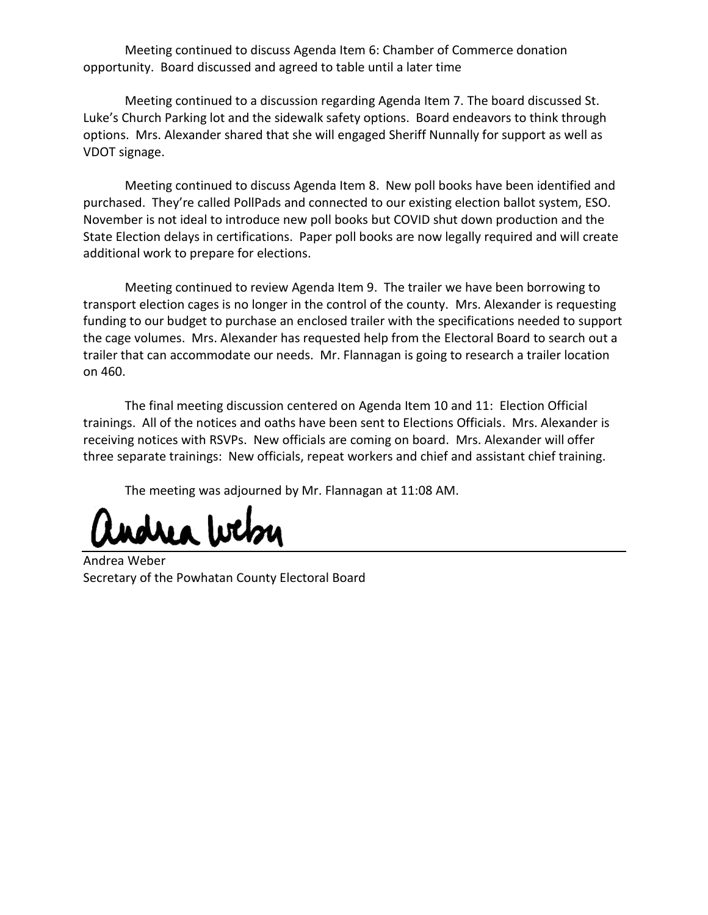Meeting continued to discuss Agenda Item 6: Chamber of Commerce donation opportunity. Board discussed and agreed to table until a later time

Meeting continued to a discussion regarding Agenda Item 7. The board discussed St. Luke's Church Parking lot and the sidewalk safety options. Board endeavors to think through options. Mrs. Alexander shared that she will engaged Sheriff Nunnally for support as well as VDOT signage.

Meeting continued to discuss Agenda Item 8. New poll books have been identified and purchased. They're called PollPads and connected to our existing election ballot system, ESO. November is not ideal to introduce new poll books but COVID shut down production and the State Election delays in certifications. Paper poll books are now legally required and will create additional work to prepare for elections.

Meeting continued to review Agenda Item 9. The trailer we have been borrowing to transport election cages is no longer in the control of the county. Mrs. Alexander is requesting funding to our budget to purchase an enclosed trailer with the specifications needed to support the cage volumes. Mrs. Alexander has requested help from the Electoral Board to search out a trailer that can accommodate our needs. Mr. Flannagan is going to research a trailer location on 460.

The final meeting discussion centered on Agenda Item 10 and 11: Election Official trainings. All of the notices and oaths have been sent to Elections Officials. Mrs. Alexander is receiving notices with RSVPs. New officials are coming on board. Mrs. Alexander will offer three separate trainings: New officials, repeat workers and chief and assistant chief training.

The meeting was adjourned by Mr. Flannagan at 11:08 AM.

Andrea Weber

Andrea Weber
Secretary of the Powhatan County Electoral Board